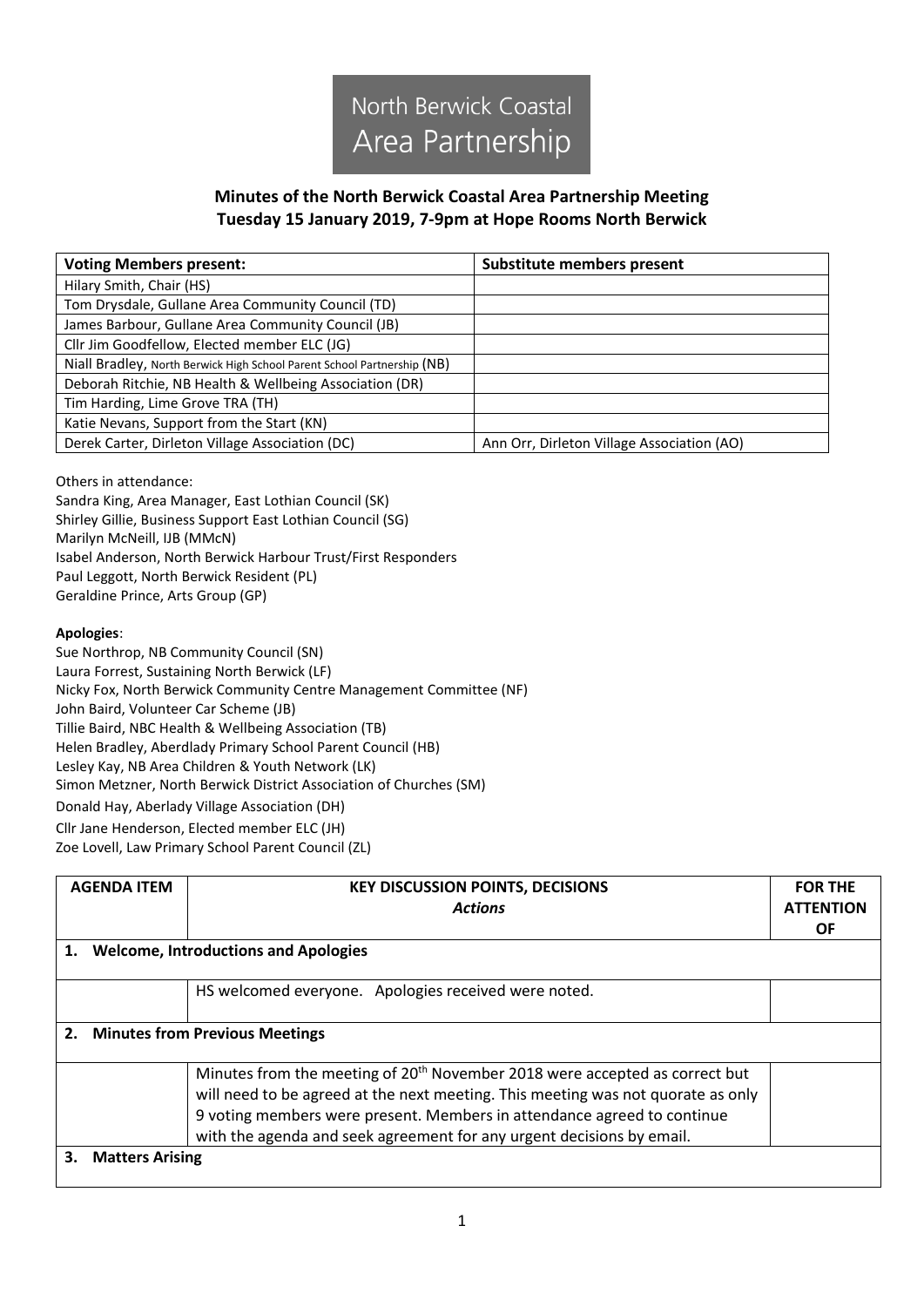North Berwick Coastal
Area Partnership

## Minutes of the North Berwick Coastal Area Partnership Meeting
## Tuesday 15 January 2019, 7-9pm at Hope Rooms North Berwick

| Voting Members present: | Substitute members present |
|---|---|
| Hilary Smith, Chair (HS) | |
| Tom Drysdale, Gullane Area Community Council (TD) | |
| James Barbour, Gullane Area Community Council (JB) | |
| Cllr Jim Goodfellow, Elected member ELC (JG) | |
| Niall Bradley, North Berwick High School Parent School Partnership (NB) | |
| Deborah Ritchie, NB Health & Wellbeing Association (DR) | |
| Tim Harding, Lime Grove TRA (TH) | |
| Katie Nevans, Support from the Start (KN) | |
| Derek Carter, Dirleton Village Association (DC) | Ann Orr, Dirleton Village Association (AO) |

Others in attendance:
Sandra King, Area Manager, East Lothian Council (SK)
Shirley Gillie, Business Support East Lothian Council (SG)
Marilyn McNeill, IJB (MMcN)
Isabel Anderson, North Berwick Harbour Trust/First Responders
Paul Leggott, North Berwick Resident (PL)
Geraldine Prince, Arts Group (GP)

**Apologies**:
Sue Northrop, NB Community Council (SN)
Laura Forrest, Sustaining North Berwick (LF)
Nicky Fox, North Berwick Community Centre Management Committee (NF)
John Baird, Volunteer Car Scheme (JB)
Tillie Baird, NBC Health & Wellbeing Association (TB)
Helen Bradley, Aberdlady Primary School Parent Council (HB)
Lesley Kay, NB Area Children & Youth Network (LK)
Simon Metzner, North Berwick District Association of Churches (SM)
Donald Hay, Aberlady Village Association (DH)
Cllr Jane Henderson, Elected member ELC (JH)
Zoe Lovell, Law Primary School Parent Council (ZL)

| AGENDA ITEM | KEY DISCUSSION POINTS, DECISIONS *Actions* | FOR THE ATTENTION OF |
|---|---|---|
| **1. Welcome, Introductions and Apologies** | | |
| | HS welcomed everyone. Apologies received were noted. | |
| **2. Minutes from Previous Meetings** | | |
| | Minutes from the meeting of 20th November 2018 were accepted as correct but will need to be agreed at the next meeting. This meeting was not quorate as only 9 voting members were present. Members in attendance agreed to continue with the agenda and seek agreement for any urgent decisions by email. | |
| **3. Matters Arising** | | |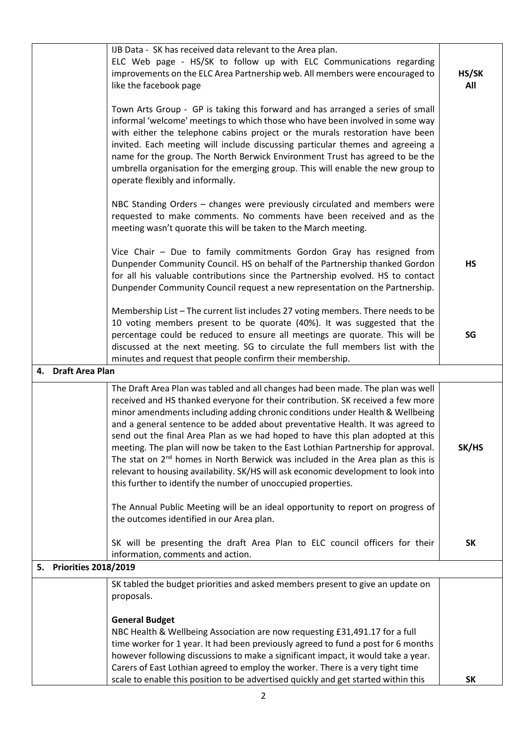| | | |
|---|---|---|
| | IJB Data - SK has received data relevant to the Area plan.<br>ELC Web page - HS/SK to follow up with ELC Communications regarding improvements on the ELC Area Partnership web. All members were encouraged to like the facebook page | HS/SK<br>All |
| | Town Arts Group - GP is taking this forward and has arranged a series of small informal 'welcome' meetings to which those who have been involved in some way with either the telephone cabins project or the murals restoration have been invited. Each meeting will include discussing particular themes and agreeing a name for the group. The North Berwick Environment Trust has agreed to be the umbrella organisation for the emerging group. This will enable the new group to operate flexibly and informally. | |
| | NBC Standing Orders – changes were previously circulated and members were requested to make comments. No comments have been received and as the meeting wasn't quorate this will be taken to the March meeting. | |
| | Vice Chair – Due to family commitments Gordon Gray has resigned from Dunpender Community Council. HS on behalf of the Partnership thanked Gordon for all his valuable contributions since the Partnership evolved. HS to contact Dunpender Community Council request a new representation on the Partnership. | HS |
| | Membership List – The current list includes 27 voting members. There needs to be 10 voting members present to be quorate (40%). It was suggested that the percentage could be reduced to ensure all meetings are quorate. This will be discussed at the next meeting. SG to circulate the full members list with the minutes and request that people confirm their membership. | SG |
| **4. Draft Area Plan** | | |
| | The Draft Area Plan was tabled and all changes had been made. The plan was well received and HS thanked everyone for their contribution. SK received a few more minor amendments including adding chronic conditions under Health & Wellbeing and a general sentence to be added about preventative Health. It was agreed to send out the final Area Plan as we had hoped to have this plan adopted at this meeting. The plan will now be taken to the East Lothian Partnership for approval. The stat on 2nd homes in North Berwick was included in the Area plan as this is relevant to housing availability. SK/HS will ask economic development to look into this further to identify the number of unoccupied properties. | SK/HS |
| | The Annual Public Meeting will be an ideal opportunity to report on progress of the outcomes identified in our Area plan. | |
| | SK will be presenting the draft Area Plan to ELC council officers for their information, comments and action. | SK |
| **5. Priorities 2018/2019** | | |
| | SK tabled the budget priorities and asked members present to give an update on proposals. | |
| | **General Budget**<br>NBC Health & Wellbeing Association are now requesting £31,491.17 for a full time worker for 1 year. It had been previously agreed to fund a post for 6 months however following discussions to make a significant impact, it would take a year. Carers of East Lothian agreed to employ the worker. There is a very tight time scale to enable this position to be advertised quickly and get started within this | SK |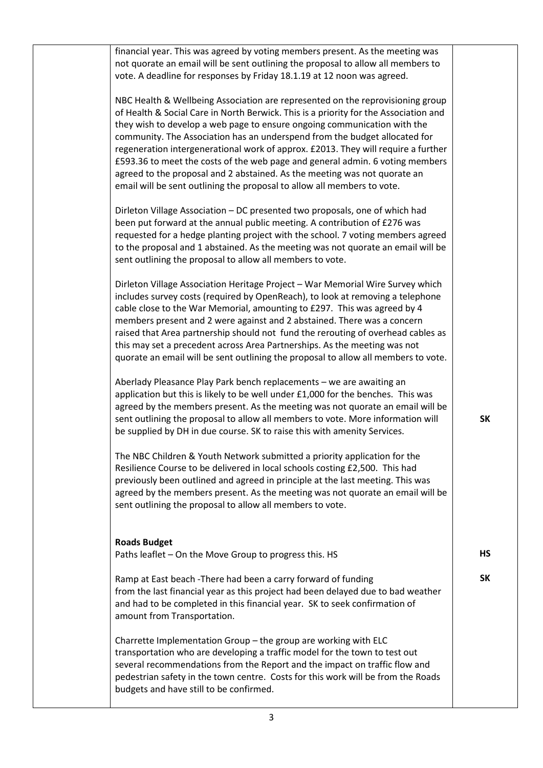| | | |
|---|---|---|
| | financial year. This was agreed by voting members present. As the meeting was not quorate an email will be sent outlining the proposal to allow all members to vote. A deadline for responses by Friday 18.1.19 at 12 noon was agreed.<br><br>NBC Health & Wellbeing Association are represented on the reprovisioning group of Health & Social Care in North Berwick. This is a priority for the Association and they wish to develop a web page to ensure ongoing communication with the community. The Association has an underspend from the budget allocated for regeneration intergenerational work of approx. £2013. They will require a further £593.36 to meet the costs of the web page and general admin. 6 voting members agreed to the proposal and 2 abstained. As the meeting was not quorate an email will be sent outlining the proposal to allow all members to vote.<br><br>Dirleton Village Association – DC presented two proposals, one of which had been put forward at the annual public meeting. A contribution of £276 was requested for a hedge planting project with the school. 7 voting members agreed to the proposal and 1 abstained. As the meeting was not quorate an email will be sent outlining the proposal to allow all members to vote.<br><br>Dirleton Village Association Heritage Project – War Memorial Wire Survey which includes survey costs (required by OpenReach), to look at removing a telephone cable close to the War Memorial, amounting to £297. This was agreed by 4 members present and 2 were against and 2 abstained. There was a concern raised that Area partnership should not fund the rerouting of overhead cables as this may set a precedent across Area Partnerships. As the meeting was not quorate an email will be sent outlining the proposal to allow all members to vote.<br><br>Aberlady Pleasance Play Park bench replacements – we are awaiting an application but this is likely to be well under £1,000 for the benches. This was agreed by the members present. As the meeting was not quorate an email will be sent outlining the proposal to allow all members to vote. More information will be supplied by DH in due course. SK to raise this with amenity Services.<br><br>The NBC Children & Youth Network submitted a priority application for the Resilience Course to be delivered in local schools costing £2,500. This had previously been outlined and agreed in principle at the last meeting. This was agreed by the members present. As the meeting was not quorate an email will be sent outlining the proposal to allow all members to vote. | **SK** |
| | **Roads Budget**<br>Paths leaflet – On the Move Group to progress this. HS | **HS** |
| | Ramp at East beach -There had been a carry forward of funding from the last financial year as this project had been delayed due to bad weather and had to be completed in this financial year. SK to seek confirmation of amount from Transportation.<br><br>Charrette Implementation Group – the group are working with ELC transportation who are developing a traffic model for the town to test out several recommendations from the Report and the impact on traffic flow and pedestrian safety in the town centre. Costs for this work will be from the Roads budgets and have still to be confirmed. | **SK** |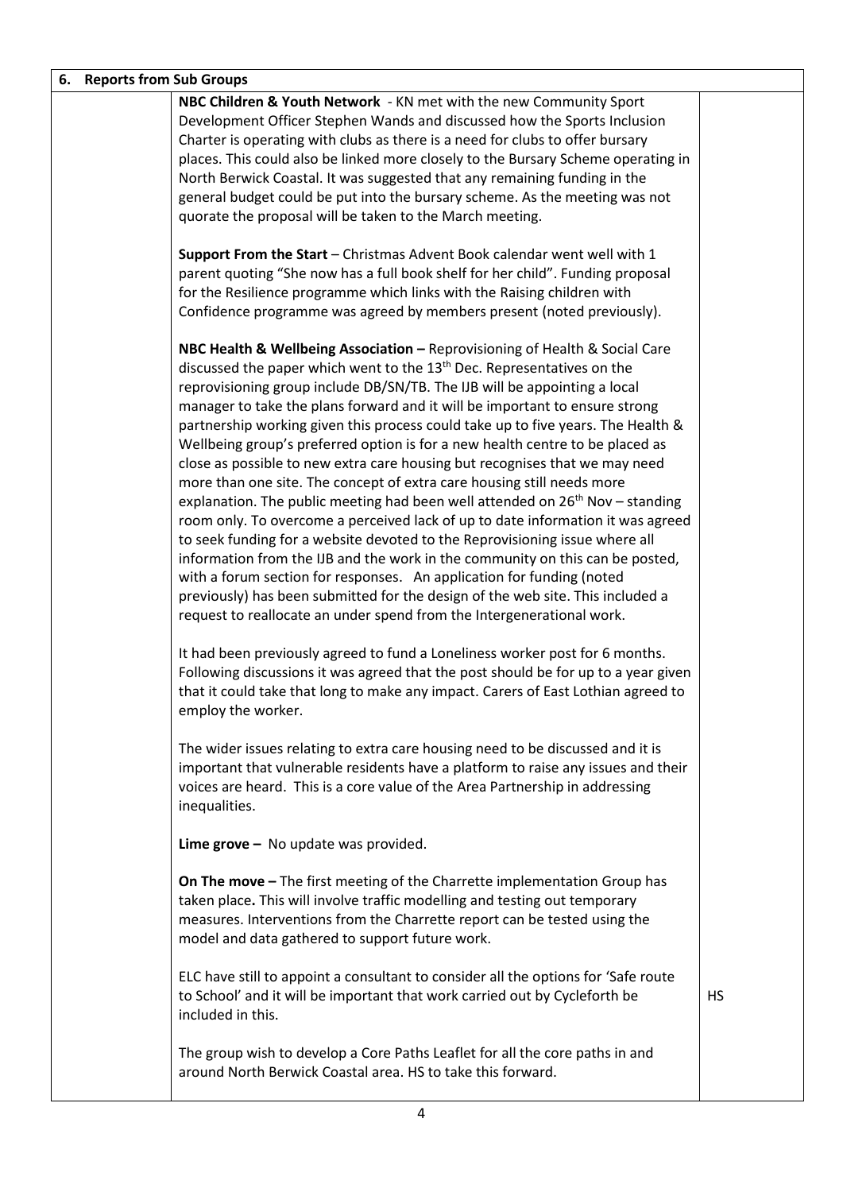| 6. Reports from Sub Groups | | |
|---|---|---|
| | **NBC Children & Youth Network** - KN met with the new Community Sport Development Officer Stephen Wands and discussed how the Sports Inclusion Charter is operating with clubs as there is a need for clubs to offer bursary places. This could also be linked more closely to the Bursary Scheme operating in North Berwick Coastal. It was suggested that any remaining funding in the general budget could be put into the bursary scheme. As the meeting was not quorate the proposal will be taken to the March meeting.<br><br>**Support From the Start** – Christmas Advent Book calendar went well with 1 parent quoting "She now has a full book shelf for her child". Funding proposal for the Resilience programme which links with the Raising children with Confidence programme was agreed by members present (noted previously).<br><br>**NBC Health & Wellbeing Association –** Reprovisioning of Health & Social Care discussed the paper which went to the 13th Dec. Representatives on the reprovisioning group include DB/SN/TB. The IJB will be appointing a local manager to take the plans forward and it will be important to ensure strong partnership working given this process could take up to five years. The Health & Wellbeing group's preferred option is for a new health centre to be placed as close as possible to new extra care housing but recognises that we may need more than one site. The concept of extra care housing still needs more explanation. The public meeting had been well attended on 26th Nov – standing room only. To overcome a perceived lack of up to date information it was agreed to seek funding for a website devoted to the Reprovisioning issue where all information from the IJB and the work in the community on this can be posted, with a forum section for responses. An application for funding (noted previously) has been submitted for the design of the web site. This included a request to reallocate an under spend from the Intergenerational work.<br><br>It had been previously agreed to fund a Loneliness worker post for 6 months. Following discussions it was agreed that the post should be for up to a year given that it could take that long to make any impact. Carers of East Lothian agreed to employ the worker.<br><br>The wider issues relating to extra care housing need to be discussed and it is important that vulnerable residents have a platform to raise any issues and their voices are heard. This is a core value of the Area Partnership in addressing inequalities.<br><br>**Lime grove –** No update was provided.<br><br>**On The move –** The first meeting of the Charrette implementation Group has taken place**.** This will involve traffic modelling and testing out temporary measures. Interventions from the Charrette report can be tested using the model and data gathered to support future work.<br><br>ELC have still to appoint a consultant to consider all the options for 'Safe route to School' and it will be important that work carried out by Cycleforth be included in this.<br><br>The group wish to develop a Core Paths Leaflet for all the core paths in and around North Berwick Coastal area. HS to take this forward. | HS |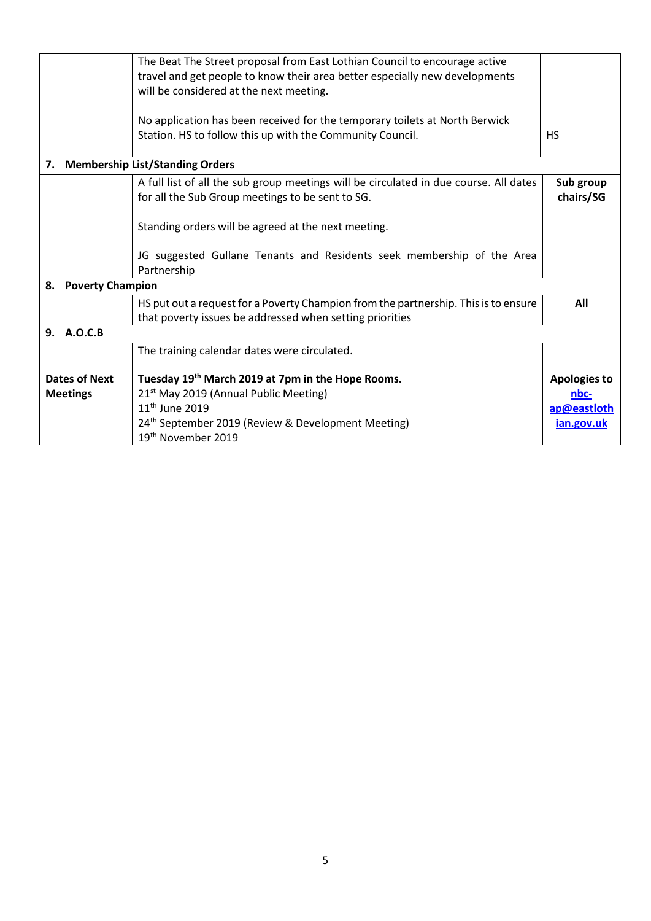| | | |
|---|---|---|
| | The Beat The Street proposal from East Lothian Council to encourage active travel and get people to know their area better especially new developments will be considered at the next meeting.<br><br>No application has been received for the temporary toilets at North Berwick Station. HS to follow this up with the Community Council. | HS |
| **7. Membership List/Standing Orders** | | |
| | A full list of all the sub group meetings will be circulated in due course. All dates for all the Sub Group meetings to be sent to SG.<br><br>Standing orders will be agreed at the next meeting.<br><br>JG suggested Gullane Tenants and Residents seek membership of the Area Partnership | **Sub group chairs/SG** |
| **8. Poverty Champion** | | |
| | HS put out a request for a Poverty Champion from the partnership. This is to ensure that poverty issues be addressed when setting priorities | **All** |
| **9. A.O.C.B** | | |
| | The training calendar dates were circulated. | |
| **Dates of Next Meetings** | **Tuesday 19th March 2019 at 7pm in the Hope Rooms.**<br>21st May 2019 (Annual Public Meeting)<br>11th June 2019<br>24th September 2019 (Review & Development Meeting)<br>19th November 2019 | **Apologies to nbc-ap@eastlothian.gov.uk** |